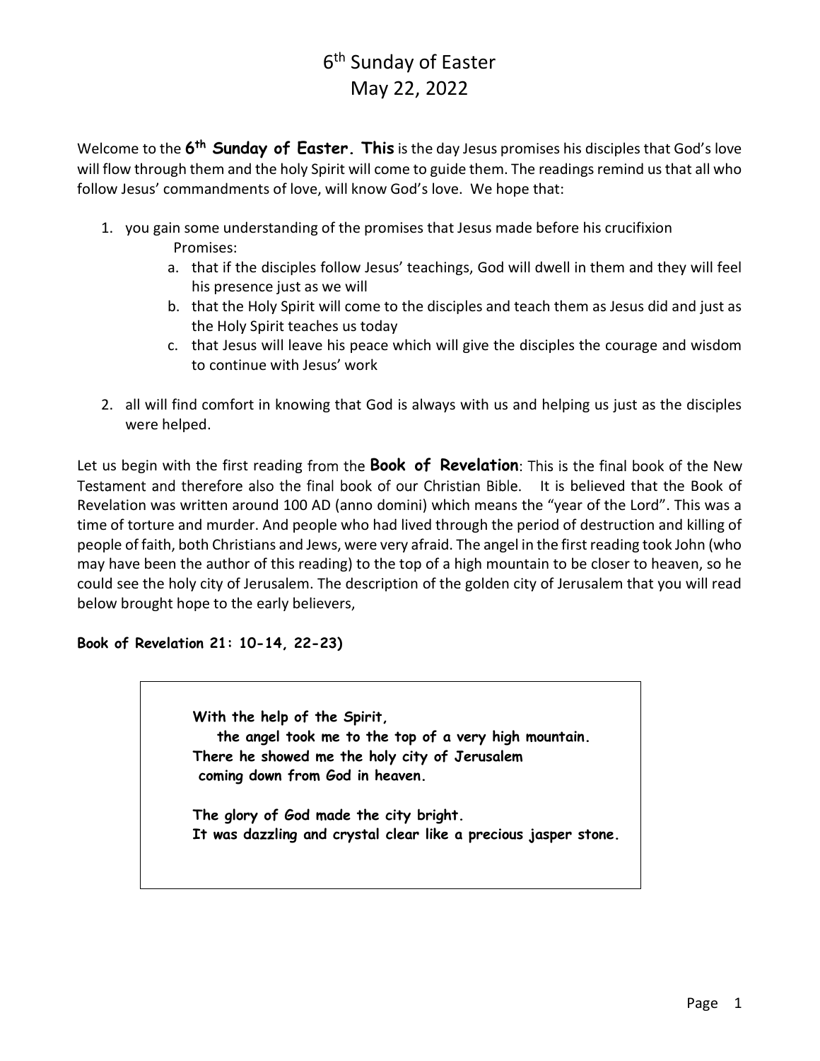# 6th Sunday of Easter
# May 22, 2022

Welcome to the **6th Sunday of Easter. This** is the day Jesus promises his disciples that God's love will flow through them and the holy Spirit will come to guide them. The readings remind us that all who follow Jesus' commandments of love, will know God's love. We hope that:

1. you gain some understanding of the promises that Jesus made before his crucifixion
   Promises:
   a. that if the disciples follow Jesus' teachings, God will dwell in them and they will feel his presence just as we will
   b. that the Holy Spirit will come to the disciples and teach them as Jesus did and just as the Holy Spirit teaches us today
   c. that Jesus will leave his peace which will give the disciples the courage and wisdom to continue with Jesus' work

2. all will find comfort in knowing that God is always with us and helping us just as the disciples were helped.

Let us begin with the first reading from the **Book of Revelation**: This is the final book of the New Testament and therefore also the final book of our Christian Bible. It is believed that the Book of Revelation was written around 100 AD (anno domini) which means the "year of the Lord". This was a time of torture and murder. And people who had lived through the period of destruction and killing of people of faith, both Christians and Jews, were very afraid. The angel in the first reading took John (who may have been the author of this reading) to the top of a high mountain to be closer to heaven, so he could see the holy city of Jerusalem. The description of the golden city of Jerusalem that you will read below brought hope to the early believers,

**Book of Revelation 21: 10-14, 22-23)**

> **With the help of the Spirit,**
> **the angel took me to the top of a very high mountain.**
> **There he showed me the holy city of Jerusalem**
> **coming down from God in heaven.**
>
> **The glory of God made the city bright.**
> **It was dazzling and crystal clear like a precious jasper stone.**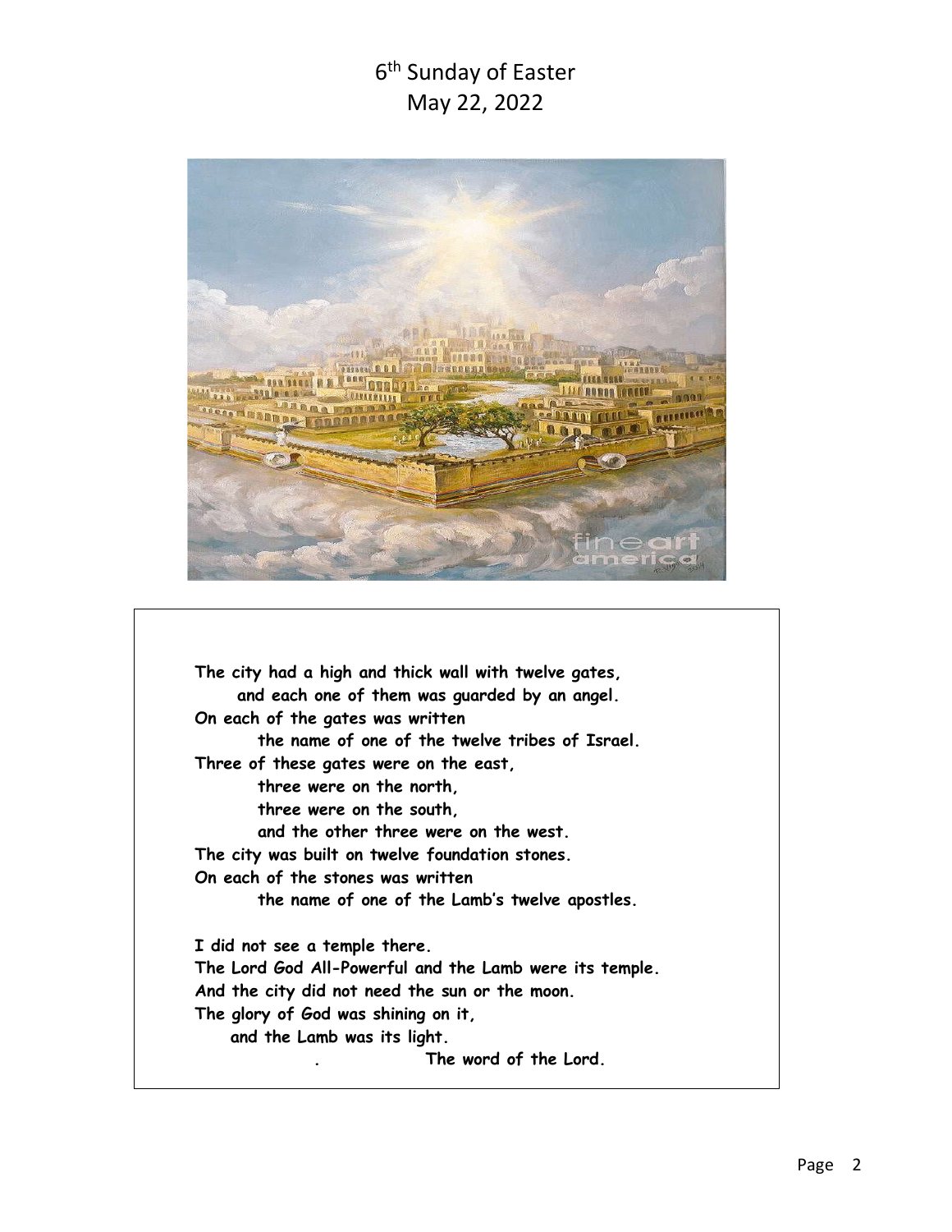# 6th Sunday of Easter
## May 22, 2022

The city had a high and thick wall with twelve gates,
and each one of them was guarded by an angel.
On each of the gates was written
the name of one of the twelve tribes of Israel.
Three of these gates were on the east,
three were on the north,
three were on the south,
and the other three were on the west.
The city was built on twelve foundation stones.
On each of the stones was written
the name of one of the Lamb's twelve apostles.

I did not see a temple there.
The Lord God All-Powerful and the Lamb were its temple.
And the city did not need the sun or the moon.
The glory of God was shining on it,
and the Lamb was its light.

. The word of the Lord.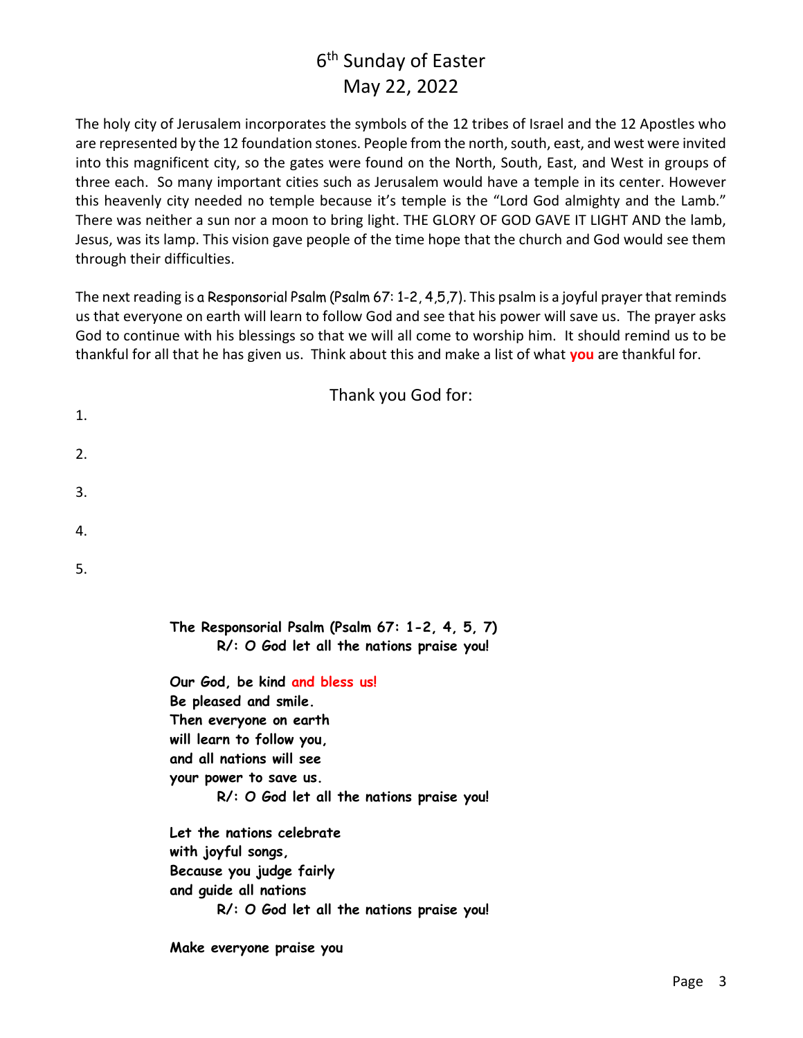# 6th Sunday of Easter
# May 22, 2022

The holy city of Jerusalem incorporates the symbols of the 12 tribes of Israel and the 12 Apostles who are represented by the 12 foundation stones. People from the north, south, east, and west were invited into this magnificent city, so the gates were found on the North, South, East, and West in groups of three each. So many important cities such as Jerusalem would have a temple in its center. However this heavenly city needed no temple because it's temple is the "Lord God almighty and the Lamb." There was neither a sun nor a moon to bring light. THE GLORY OF GOD GAVE IT LIGHT AND the lamb, Jesus, was its lamp. This vision gave people of the time hope that the church and God would see them through their difficulties.

The next reading is a Responsorial Psalm (Psalm 67: 1-2, 4,5,7). This psalm is a joyful prayer that reminds us that everyone on earth will learn to follow God and see that his power will save us. The prayer asks God to continue with his blessings so that we will all come to worship him. It should remind us to be thankful for all that he has given us. Think about this and make a list of what **you** are thankful for.

Thank you God for:

1.

2.

3.

4.

5.

**The Responsorial Psalm (Psalm 67: 1-2, 4, 5, 7)**
**R/: O God let all the nations praise you!**

**Our God, be kind and bless us!**
**Be pleased and smile.**
**Then everyone on earth**
**will learn to follow you,**
**and all nations will see**
**your power to save us.**
**R/: O God let all the nations praise you!**

**Let the nations celebrate**
**with joyful songs,**
**Because you judge fairly**
**and guide all nations**
**R/: O God let all the nations praise you!**

**Make everyone praise you**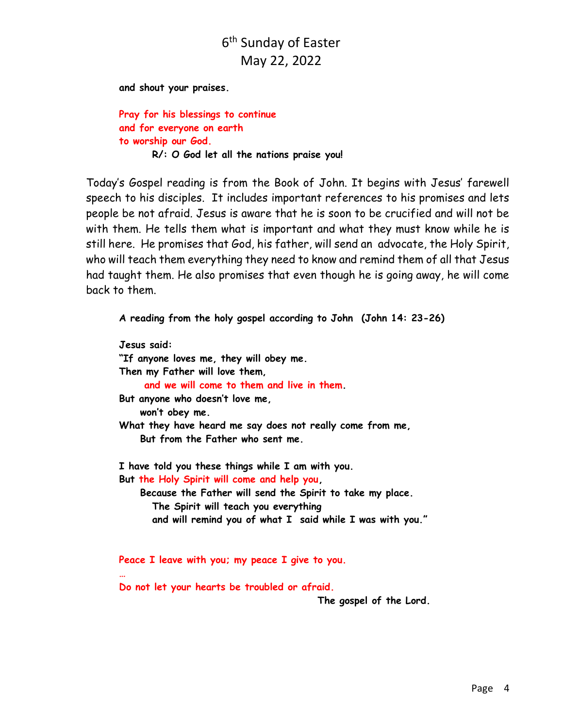**and shout your praises.**

**Pray for his blessings to continue**
**and for everyone on earth**
**to worship our God.**
**R/: O God let all the nations praise you!**

Today's Gospel reading is from the Book of John. It begins with Jesus' farewell speech to his disciples. It includes important references to his promises and lets people be not afraid. Jesus is aware that he is soon to be crucified and will not be with them. He tells them what is important and what they must know while he is still here. He promises that God, his father, will send an advocate, the Holy Spirit, who will teach them everything they need to know and remind them of all that Jesus had taught them. He also promises that even though he is going away, he will come back to them.

**A reading from the holy gospel according to John (John 14: 23-26)**

**Jesus said:**
**"If anyone loves me, they will obey me.**
**Then my Father will love them,**
**and we will come to them and live in them.**
**But anyone who doesn't love me,**
**won't obey me.**
**What they have heard me say does not really come from me,**
**But from the Father who sent me.**

**I have told you these things while I am with you.**
**But the Holy Spirit will come and help you,**
**Because the Father will send the Spirit to take my place.**
**The Spirit will teach you everything**
**and will remind you of what I said while I was with you."**

**Peace I leave with you; my peace I give to you.**
**…**
**Do not let your hearts be troubled or afraid.**
**The gospel of the Lord.**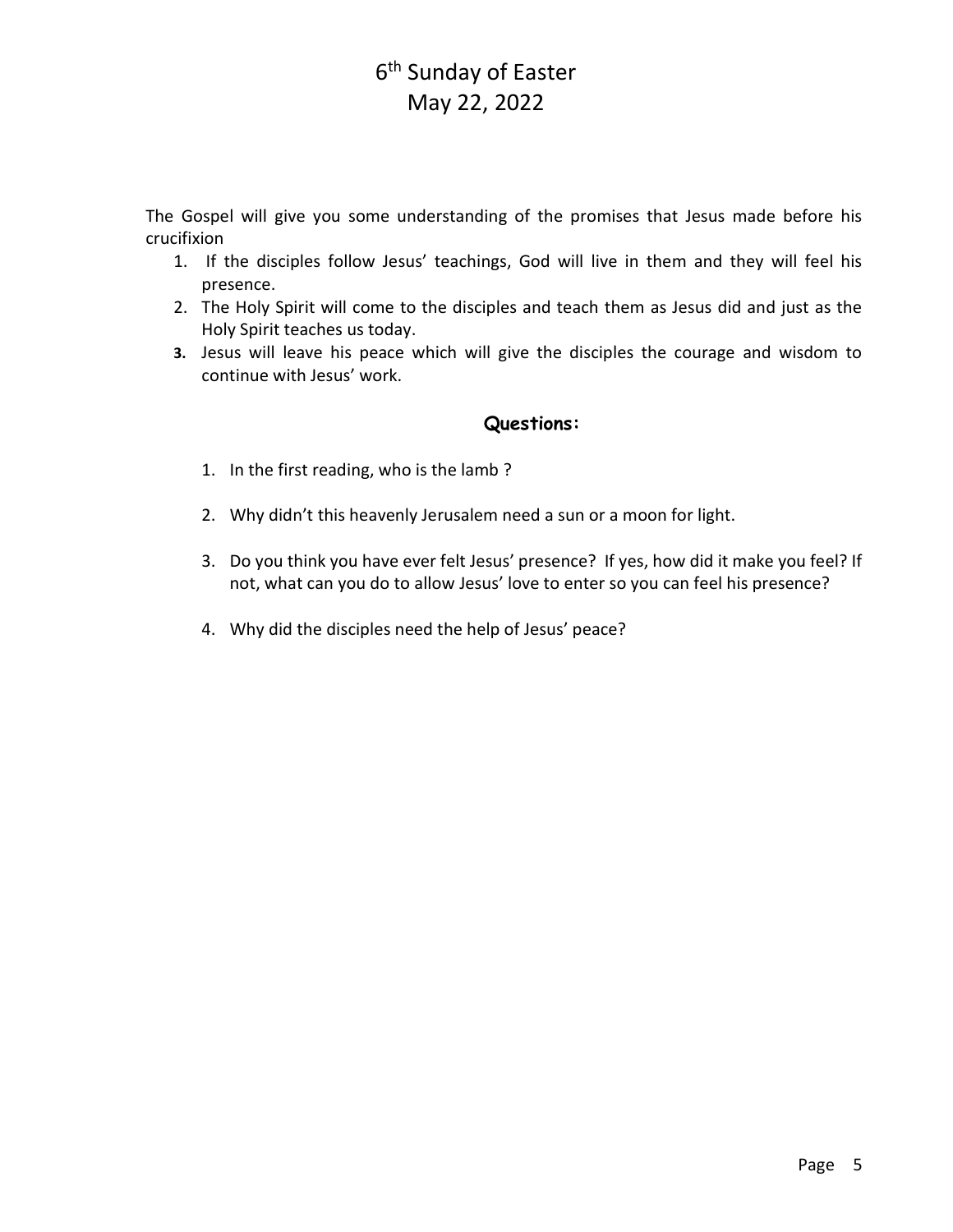# 6th Sunday of Easter
# May 22, 2022

The Gospel will give you some understanding of the promises that Jesus made before his crucifixion

1. If the disciples follow Jesus' teachings, God will live in them and they will feel his presence.
2. The Holy Spirit will come to the disciples and teach them as Jesus did and just as the Holy Spirit teaches us today.
3. Jesus will leave his peace which will give the disciples the courage and wisdom to continue with Jesus' work.

## Questions:

1. In the first reading, who is the lamb ?
2. Why didn't this heavenly Jerusalem need a sun or a moon for light.
3. Do you think you have ever felt Jesus' presence? If yes, how did it make you feel? If not, what can you do to allow Jesus' love to enter so you can feel his presence?
4. Why did the disciples need the help of Jesus' peace?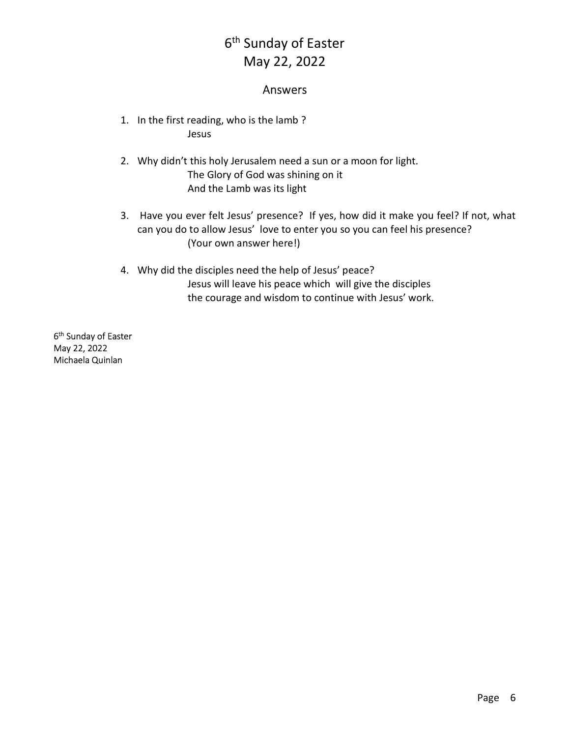# 6th Sunday of Easter
# May 22, 2022

## Answers

1. In the first reading, who is the lamb ?

   Jesus

2. Why didn't this holy Jerusalem need a sun or a moon for light.

   The Glory of God was shining on it
   And the Lamb was its light

3. Have you ever felt Jesus' presence? If yes, how did it make you feel? If not, what can you do to allow Jesus' love to enter you so you can feel his presence?

   (Your own answer here!)

4. Why did the disciples need the help of Jesus' peace?

   Jesus will leave his peace which will give the disciples
   the courage and wisdom to continue with Jesus' work.

6th Sunday of Easter
May 22, 2022
Michaela Quinlan